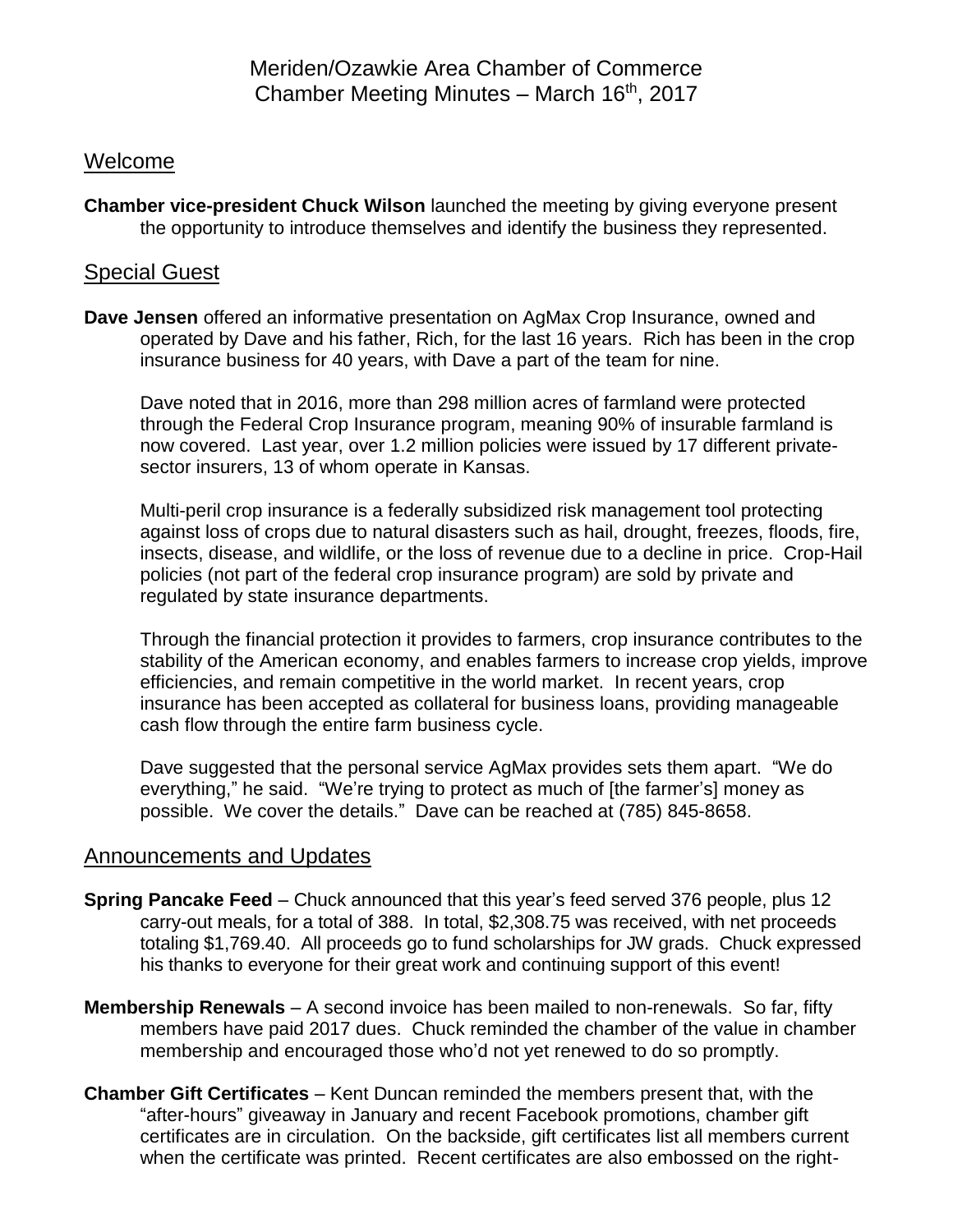# Meriden/Ozawkie Area Chamber of Commerce
# Chamber Meeting Minutes – March 16th, 2017

## Welcome

**Chamber vice-president Chuck Wilson** launched the meeting by giving everyone present the opportunity to introduce themselves and identify the business they represented.

## Special Guest

**Dave Jensen** offered an informative presentation on AgMax Crop Insurance, owned and operated by Dave and his father, Rich, for the last 16 years. Rich has been in the crop insurance business for 40 years, with Dave a part of the team for nine.

Dave noted that in 2016, more than 298 million acres of farmland were protected through the Federal Crop Insurance program, meaning 90% of insurable farmland is now covered. Last year, over 1.2 million policies were issued by 17 different private-sector insurers, 13 of whom operate in Kansas.

Multi-peril crop insurance is a federally subsidized risk management tool protecting against loss of crops due to natural disasters such as hail, drought, freezes, floods, fire, insects, disease, and wildlife, or the loss of revenue due to a decline in price. Crop-Hail policies (not part of the federal crop insurance program) are sold by private and regulated by state insurance departments.

Through the financial protection it provides to farmers, crop insurance contributes to the stability of the American economy, and enables farmers to increase crop yields, improve efficiencies, and remain competitive in the world market. In recent years, crop insurance has been accepted as collateral for business loans, providing manageable cash flow through the entire farm business cycle.

Dave suggested that the personal service AgMax provides sets them apart. "We do everything," he said. "We're trying to protect as much of [the farmer's] money as possible. We cover the details." Dave can be reached at (785) 845-8658.

## Announcements and Updates

**Spring Pancake Feed** – Chuck announced that this year's feed served 376 people, plus 12 carry-out meals, for a total of 388. In total, $2,308.75 was received, with net proceeds totaling $1,769.40. All proceeds go to fund scholarships for JW grads. Chuck expressed his thanks to everyone for their great work and continuing support of this event!

**Membership Renewals** – A second invoice has been mailed to non-renewals. So far, fifty members have paid 2017 dues. Chuck reminded the chamber of the value in chamber membership and encouraged those who'd not yet renewed to do so promptly.

**Chamber Gift Certificates** – Kent Duncan reminded the members present that, with the "after-hours" giveaway in January and recent Facebook promotions, chamber gift certificates are in circulation. On the backside, gift certificates list all members current when the certificate was printed. Recent certificates are also embossed on the right-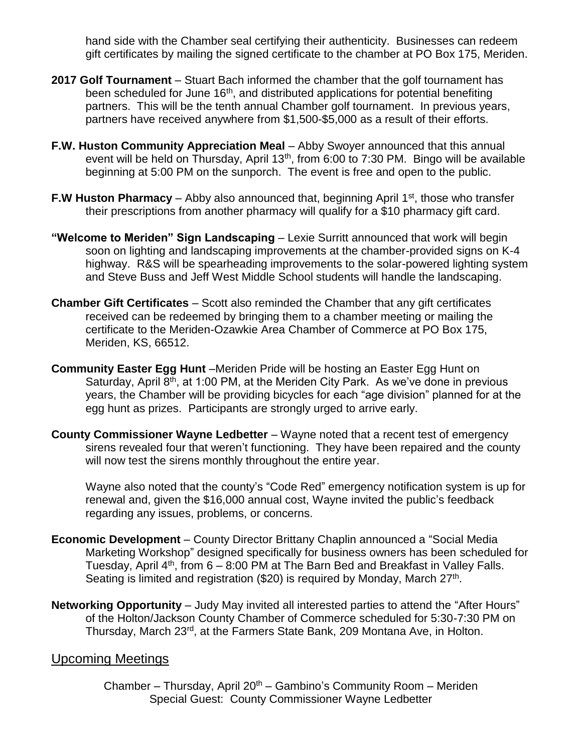hand side with the Chamber seal certifying their authenticity. Businesses can redeem gift certificates by mailing the signed certificate to the chamber at PO Box 175, Meriden.

**2017 Golf Tournament** – Stuart Bach informed the chamber that the golf tournament has been scheduled for June 16th, and distributed applications for potential benefiting partners. This will be the tenth annual Chamber golf tournament. In previous years, partners have received anywhere from $1,500-$5,000 as a result of their efforts.

**F.W. Huston Community Appreciation Meal** – Abby Swoyer announced that this annual event will be held on Thursday, April 13th, from 6:00 to 7:30 PM. Bingo will be available beginning at 5:00 PM on the sunporch. The event is free and open to the public.

**F.W Huston Pharmacy** – Abby also announced that, beginning April 1st, those who transfer their prescriptions from another pharmacy will qualify for a $10 pharmacy gift card.

**"Welcome to Meriden" Sign Landscaping** – Lexie Surritt announced that work will begin soon on lighting and landscaping improvements at the chamber-provided signs on K-4 highway. R&S will be spearheading improvements to the solar-powered lighting system and Steve Buss and Jeff West Middle School students will handle the landscaping.

**Chamber Gift Certificates** – Scott also reminded the Chamber that any gift certificates received can be redeemed by bringing them to a chamber meeting or mailing the certificate to the Meriden-Ozawkie Area Chamber of Commerce at PO Box 175, Meriden, KS, 66512.

**Community Easter Egg Hunt** –Meriden Pride will be hosting an Easter Egg Hunt on Saturday, April 8th, at 1:00 PM, at the Meriden City Park. As we've done in previous years, the Chamber will be providing bicycles for each "age division" planned for at the egg hunt as prizes. Participants are strongly urged to arrive early.

**County Commissioner Wayne Ledbetter** – Wayne noted that a recent test of emergency sirens revealed four that weren't functioning. They have been repaired and the county will now test the sirens monthly throughout the entire year.

Wayne also noted that the county's "Code Red" emergency notification system is up for renewal and, given the $16,000 annual cost, Wayne invited the public's feedback regarding any issues, problems, or concerns.

**Economic Development** – County Director Brittany Chaplin announced a "Social Media Marketing Workshop" designed specifically for business owners has been scheduled for Tuesday, April 4th, from 6 – 8:00 PM at The Barn Bed and Breakfast in Valley Falls. Seating is limited and registration ($20) is required by Monday, March 27th.

**Networking Opportunity** – Judy May invited all interested parties to attend the "After Hours" of the Holton/Jackson County Chamber of Commerce scheduled for 5:30-7:30 PM on Thursday, March 23rd, at the Farmers State Bank, 209 Montana Ave, in Holton.

## Upcoming Meetings

Chamber – Thursday, April 20th – Gambino's Community Room – Meriden
Special Guest: County Commissioner Wayne Ledbetter